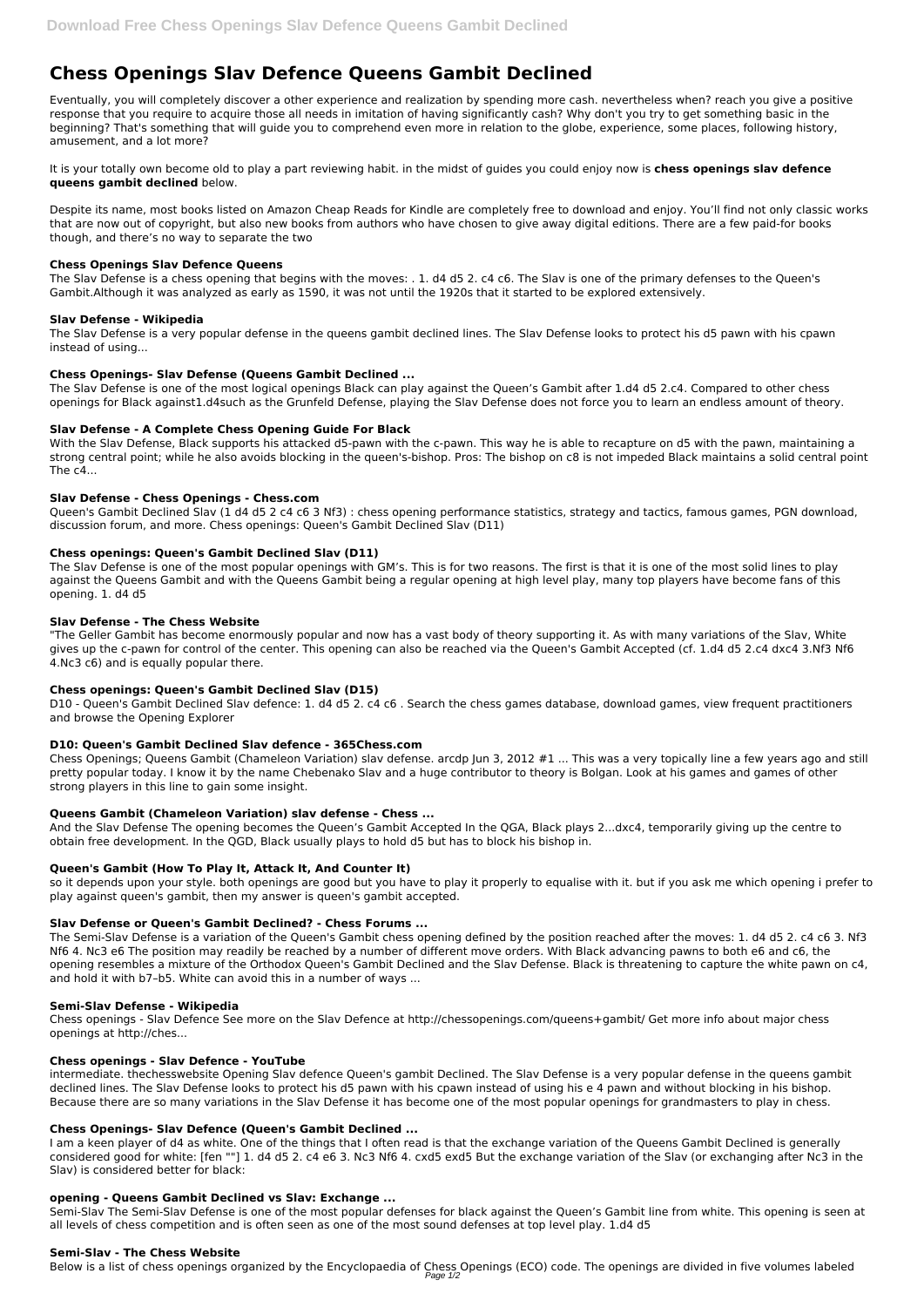# Chess Openings Slav Defence Queens Gambit Declined

Eventually, you will completely discover a other experience and realization by spending more cash. nevertheless when? reach you give a positive response that you require to acquire those all needs in imitation of having significantly cash? Why don't you try to get something basic in the beginning? That's something that will guide you to comprehend even more in relation to the globe, experience, some places, following history, amusement, and a lot more?

It is your totally own become old to play a part reviewing habit. in the midst of guides you could enjoy now is **chess openings slav defence queens gambit declined** below.

Despite its name, most books listed on Amazon Cheap Reads for Kindle are completely free to download and enjoy. You'll find not only classic works that are now out of copyright, but also new books from authors who have chosen to give away digital editions. There are a few paid-for books though, and there's no way to separate the two

### Chess Openings Slav Defence Queens

The Slav Defense is a chess opening that begins with the moves: . 1. d4 d5 2. c4 c6. The Slav is one of the primary defenses to the Queen's Gambit.Although it was analyzed as early as 1590, it was not until the 1920s that it started to be explored extensively.

### Slav Defense - Wikipedia

The Slav Defense is a very popular defense in the queens gambit declined lines. The Slav Defense looks to protect his d5 pawn with his cpawn instead of using...

### Chess Openings- Slav Defense (Queens Gambit Declined ...

The Slav Defense is one of the most logical openings Black can play against the Queen's Gambit after 1.d4 d5 2.c4. Compared to other chess openings for Black against1.d4such as the Grunfeld Defense, playing the Slav Defense does not force you to learn an endless amount of theory.

### Slav Defense - A Complete Chess Opening Guide For Black

With the Slav Defense, Black supports his attacked d5-pawn with the c-pawn. This way he is able to recapture on d5 with the pawn, maintaining a strong central point; while he also avoids blocking in the queen's-bishop. Pros: The bishop on c8 is not impeded Black maintains a solid central point The c4...

### Slav Defense - Chess Openings - Chess.com

Queen's Gambit Declined Slav (1 d4 d5 2 c4 c6 3 Nf3) : chess opening performance statistics, strategy and tactics, famous games, PGN download, discussion forum, and more. Chess openings: Queen's Gambit Declined Slav (D11)

### Chess openings: Queen's Gambit Declined Slav (D11)

The Slav Defense is one of the most popular openings with GM's. This is for two reasons. The first is that it is one of the most solid lines to play against the Queens Gambit and with the Queens Gambit being a regular opening at high level play, many top players have become fans of this opening. 1. d4 d5

### Slav Defense - The Chess Website

"The Geller Gambit has become enormously popular and now has a vast body of theory supporting it. As with many variations of the Slav, White gives up the c-pawn for control of the center. This opening can also be reached via the Queen's Gambit Accepted (cf. 1.d4 d5 2.c4 dxc4 3.Nf3 Nf6 4.Nc3 c6) and is equally popular there.

### Chess openings: Queen's Gambit Declined Slav (D15)

D10 - Queen's Gambit Declined Slav defence: 1. d4 d5 2. c4 c6 . Search the chess games database, download games, view frequent practitioners and browse the Opening Explorer

### D10: Queen's Gambit Declined Slav defence - 365Chess.com

Chess Openings; Queens Gambit (Chameleon Variation) slav defense. arcdp Jun 3, 2012 #1 ... This was a very topically line a few years ago and still pretty popular today. I know it by the name Chebenako Slav and a huge contributor to theory is Bolgan. Look at his games and games of other strong players in this line to gain some insight.

### Queens Gambit (Chameleon Variation) slav defense - Chess ...

And the Slav Defense The opening becomes the Queen's Gambit Accepted In the QGA, Black plays 2...dxc4, temporarily giving up the centre to obtain free development. In the QGD, Black usually plays to hold d5 but has to block his bishop in.

### Queen's Gambit (How To Play It, Attack It, And Counter It)

so it depends upon your style. both openings are good but you have to play it properly to equalise with it. but if you ask me which opening i prefer to play against queen's gambit, then my answer is queen's gambit accepted.

### Slav Defense or Queen's Gambit Declined? - Chess Forums ...

The Semi-Slav Defense is a variation of the Queen's Gambit chess opening defined by the position reached after the moves: 1. d4 d5 2. c4 c6 3. Nf3 Nf6 4. Nc3 e6 The position may readily be reached by a number of different move orders. With Black advancing pawns to both e6 and c6, the opening resembles a mixture of the Orthodox Queen's Gambit Declined and the Slav Defense. Black is threatening to capture the white pawn on c4, and hold it with b7–b5. White can avoid this in a number of ways ...

### Semi-Slav Defense - Wikipedia

Chess openings - Slav Defence See more on the Slav Defence at http://chessopenings.com/queens+gambit/ Get more info about major chess openings at http://ches...

### Chess openings - Slav Defence - YouTube

intermediate. thechesswebsite Opening Slav defence Queen's gambit Declined. The Slav Defense is a very popular defense in the queens gambit declined lines. The Slav Defense looks to protect his d5 pawn with his cpawn instead of using his e 4 pawn and without blocking in his bishop. Because there are so many variations in the Slav Defense it has become one of the most popular openings for grandmasters to play in chess.

### Chess Openings- Slav Defence (Queen's Gambit Declined ...

I am a keen player of d4 as white. One of the things that I often read is that the exchange variation of the Queens Gambit Declined is generally considered good for white: [fen ""] 1. d4 d5 2. c4 e6 3. Nc3 Nf6 4. cxd5 exd5 But the exchange variation of the Slav (or exchanging after Nc3 in the Slav) is considered better for black:

### opening - Queens Gambit Declined vs Slav: Exchange ...

Semi-Slav The Semi-Slav Defense is one of the most popular defenses for black against the Queen's Gambit line from white. This opening is seen at all levels of chess competition and is often seen as one of the most sound defenses at top level play. 1.d4 d5

### Semi-Slav - The Chess Website

Below is a list of chess openings organized by the Encyclopaedia of Chess Openings (ECO) code. The openings are divided in five volumes labeled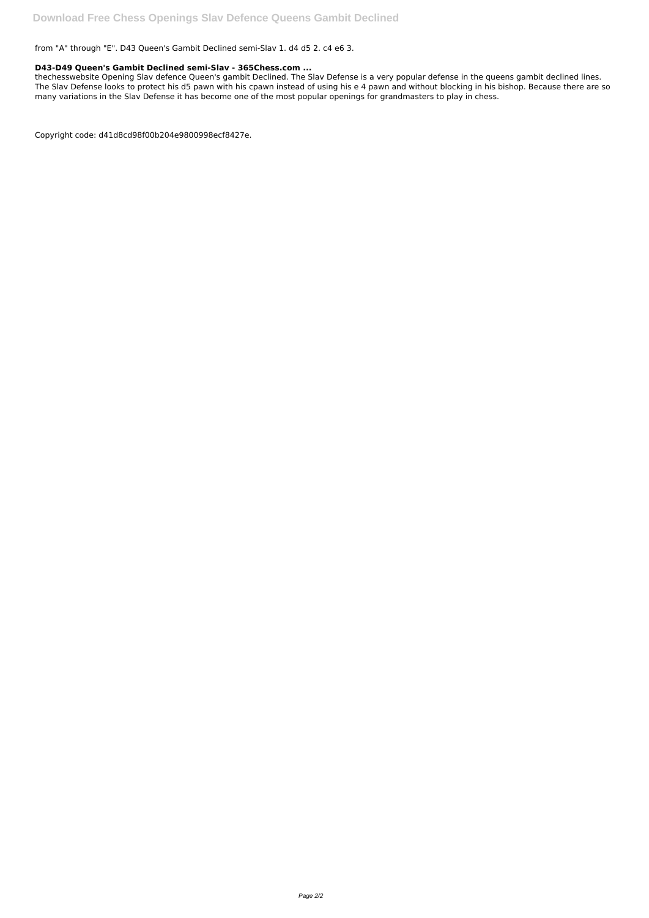from "A" through "E". D43 Queen's Gambit Declined semi-Slav 1. d4 d5 2. c4 e6 3.

**D43-D49 Queen's Gambit Declined semi-Slav - 365Chess.com ...**

thechesswebsite Opening Slav defence Queen's gambit Declined. The Slav Defense is a very popular defense in the queens gambit declined lines. The Slav Defense looks to protect his d5 pawn with his cpawn instead of using his e 4 pawn and without blocking in his bishop. Because there are so many variations in the Slav Defense it has become one of the most popular openings for grandmasters to play in chess.

Copyright code: d41d8cd98f00b204e9800998ecf8427e.